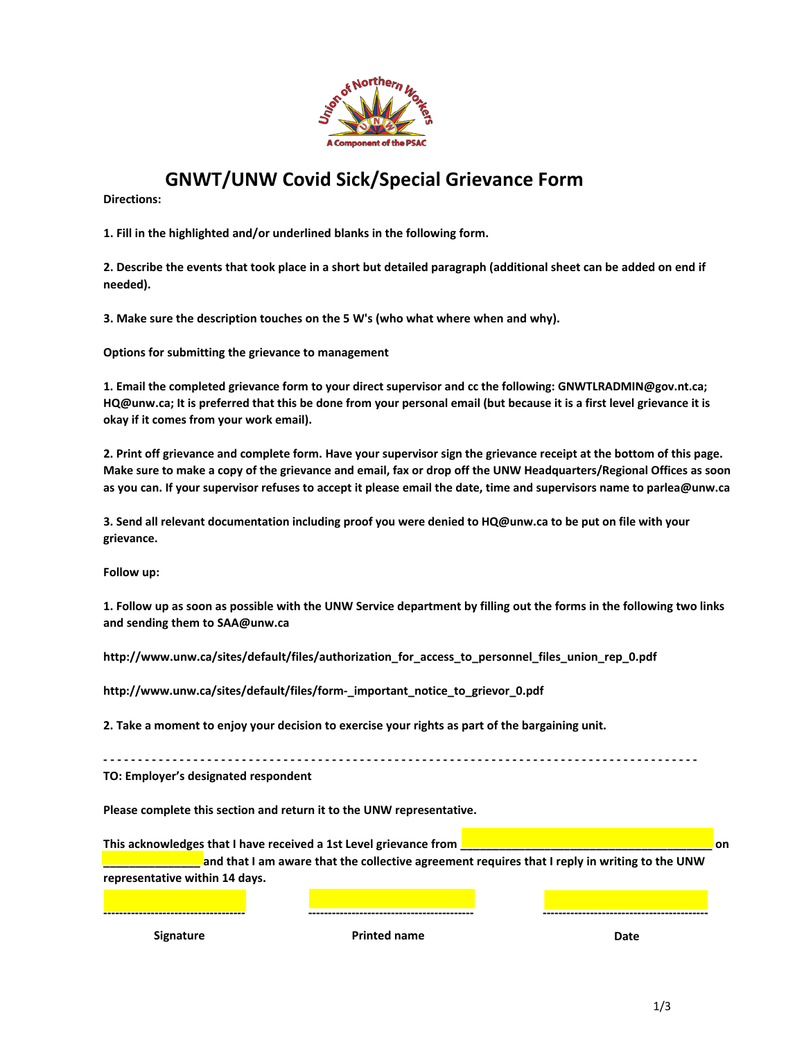# GNWT/UNW Covid Sick/Special Grievance Form

**Directions:**

**1. Fill in the highlighted and/or underlined blanks in the following form.**

**2. Describe the events that took place in a short but detailed paragraph (additional sheet can be added on end if needed).**

**3. Make sure the description touches on the 5 W's (who what where when and why).**

**Options for submitting the grievance to management**

**1. Email the completed grievance form to your direct supervisor and cc the following: GNWTLRADMIN@gov.nt.ca; HQ@unw.ca; It is preferred that this be done from your personal email (but because it is a first level grievance it is okay if it comes from your work email).**

**2. Print off grievance and complete form. Have your supervisor sign the grievance receipt at the bottom of this page. Make sure to make a copy of the grievance and email, fax or drop off the UNW Headquarters/Regional Offices as soon as you can. If your supervisor refuses to accept it please email the date, time and supervisors name to parlea@unw.ca**

**3. Send all relevant documentation including proof you were denied to HQ@unw.ca to be put on file with your grievance.**

**Follow up:**

**1. Follow up as soon as possible with the UNW Service department by filling out the forms in the following two links and sending them to SAA@unw.ca**

**http://www.unw.ca/sites/default/files/authorization_for_access_to_personnel_files_union_rep_0.pdf**

**http://www.unw.ca/sites/default/files/form-_important_notice_to_grievor_0.pdf**

**2. Take a moment to enjoy your decision to exercise your rights as part of the bargaining unit.**

- - - - - - - - - - - - - - - - - - - - - - - - - - - - - - - - - - - - - - - - - - - - - - - - - - - - - - - - - - - - - - - - - - - - - - - - - - - - - - - - - - - - -

**TO: Employer's designated respondent**

**Please complete this section and return it to the UNW representative.**

**This acknowledges that I have received a 1st Level grievance from ________________________________________ on _______________ and that I am aware that the collective agreement requires that I reply in writing to the UNW representative within 14 days.**

| ------------------------------------ | ------------------------------------------ | ------------------------------------------ |
|---|---|---|
| **Signature** | **Printed name** | **Date** |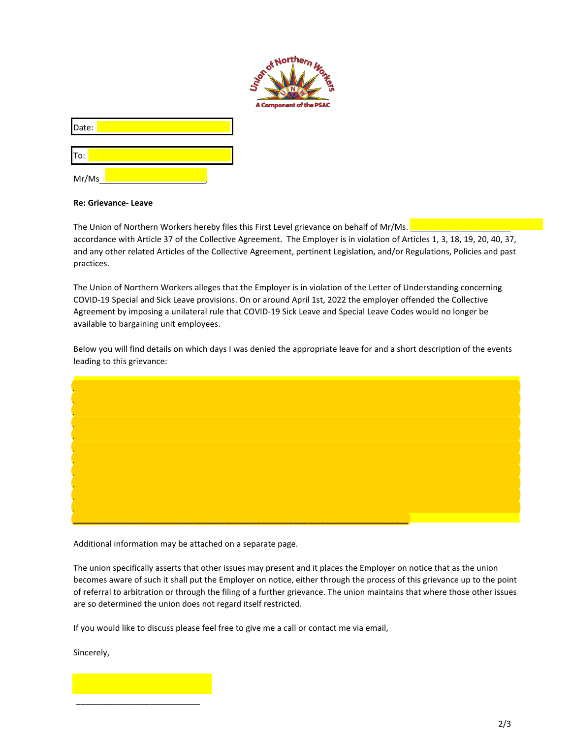Union of Northern Workers

A Component of the PSAC

Date:

To:

Mr/Ms________________________,

**Re: Grievance- Leave**

The Union of Northern Workers hereby files this First Level grievance on behalf of Mr/Ms. ______________________ accordance with Article 37 of the Collective Agreement. The Employer is in violation of Articles 1, 3, 18, 19, 20, 40, 37, and any other related Articles of the Collective Agreement, pertinent Legislation, and/or Regulations, Policies and past practices.

The Union of Northern Workers alleges that the Employer is in violation of the Letter of Understanding concerning COVID-19 Special and Sick Leave provisions. On or around April 1st, 2022 the employer offended the Collective Agreement by imposing a unilateral rule that COVID-19 Sick Leave and Special Leave Codes would no longer be available to bargaining unit employees.

Below you will find details on which days I was denied the appropriate leave for and a short description of the events leading to this grievance:

________________________________________________________________________

Additional information may be attached on a separate page.

The union specifically asserts that other issues may present and it places the Employer on notice that as the union becomes aware of such it shall put the Employer on notice, either through the process of this grievance up to the point of referral to arbitration or through the filing of a further grievance. The union maintains that where those other issues are so determined the union does not regard itself restricted.

If you would like to discuss please feel free to give me a call or contact me via email,

Sincerely,

___________________________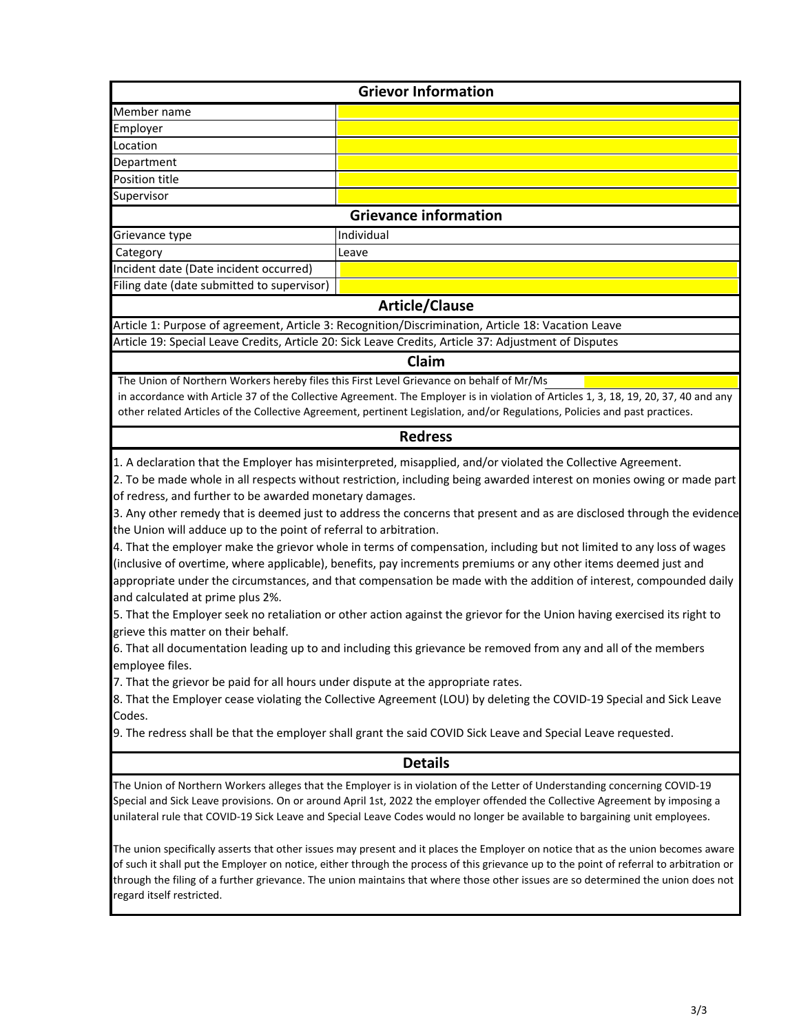## Grievor Information

| | |
|---|---|
| Member name | |
| Employer | |
| Location | |
| Department | |
| Position title | |
| Supervisor | |

## Grievance information

| | |
|---|---|
| Grievance type | Individual |
| Category | Leave |
| Incident date (Date incident occurred) | |
| Filing date (date submitted to supervisor) | |

## Article/Clause

Article 1: Purpose of agreement, Article 3: Recognition/Discrimination, Article 18: Vacation Leave

Article 19: Special Leave Credits, Article 20: Sick Leave Credits, Article 37: Adjustment of Disputes

## Claim

The Union of Northern Workers hereby files this First Level Grievance on behalf of Mr/Ms

in accordance with Article 37 of the Collective Agreement. The Employer is in violation of Articles 1, 3, 18, 19, 20, 37, 40 and any other related Articles of the Collective Agreement, pertinent Legislation, and/or Regulations, Policies and past practices.

## Redress

1. A declaration that the Employer has misinterpreted, misapplied, and/or violated the Collective Agreement.
2. To be made whole in all respects without restriction, including being awarded interest on monies owing or made part of redress, and further to be awarded monetary damages.
3. Any other remedy that is deemed just to address the concerns that present and as are disclosed through the evidence the Union will adduce up to the point of referral to arbitration.
4. That the employer make the grievor whole in terms of compensation, including but not limited to any loss of wages (inclusive of overtime, where applicable), benefits, pay increments premiums or any other items deemed just and appropriate under the circumstances, and that compensation be made with the addition of interest, compounded daily and calculated at prime plus 2%.
5. That the Employer seek no retaliation or other action against the grievor for the Union having exercised its right to grieve this matter on their behalf.
6. That all documentation leading up to and including this grievance be removed from any and all of the members employee files.
7. That the grievor be paid for all hours under dispute at the appropriate rates.
8. That the Employer cease violating the Collective Agreement (LOU) by deleting the COVID-19 Special and Sick Leave Codes.
9. The redress shall be that the employer shall grant the said COVID Sick Leave and Special Leave requested.

## Details

The Union of Northern Workers alleges that the Employer is in violation of the Letter of Understanding concerning COVID-19 Special and Sick Leave provisions. On or around April 1st, 2022 the employer offended the Collective Agreement by imposing a unilateral rule that COVID-19 Sick Leave and Special Leave Codes would no longer be available to bargaining unit employees.

The union specifically asserts that other issues may present and it places the Employer on notice that as the union becomes aware of such it shall put the Employer on notice, either through the process of this grievance up to the point of referral to arbitration or through the filing of a further grievance. The union maintains that where those other issues are so determined the union does not regard itself restricted.